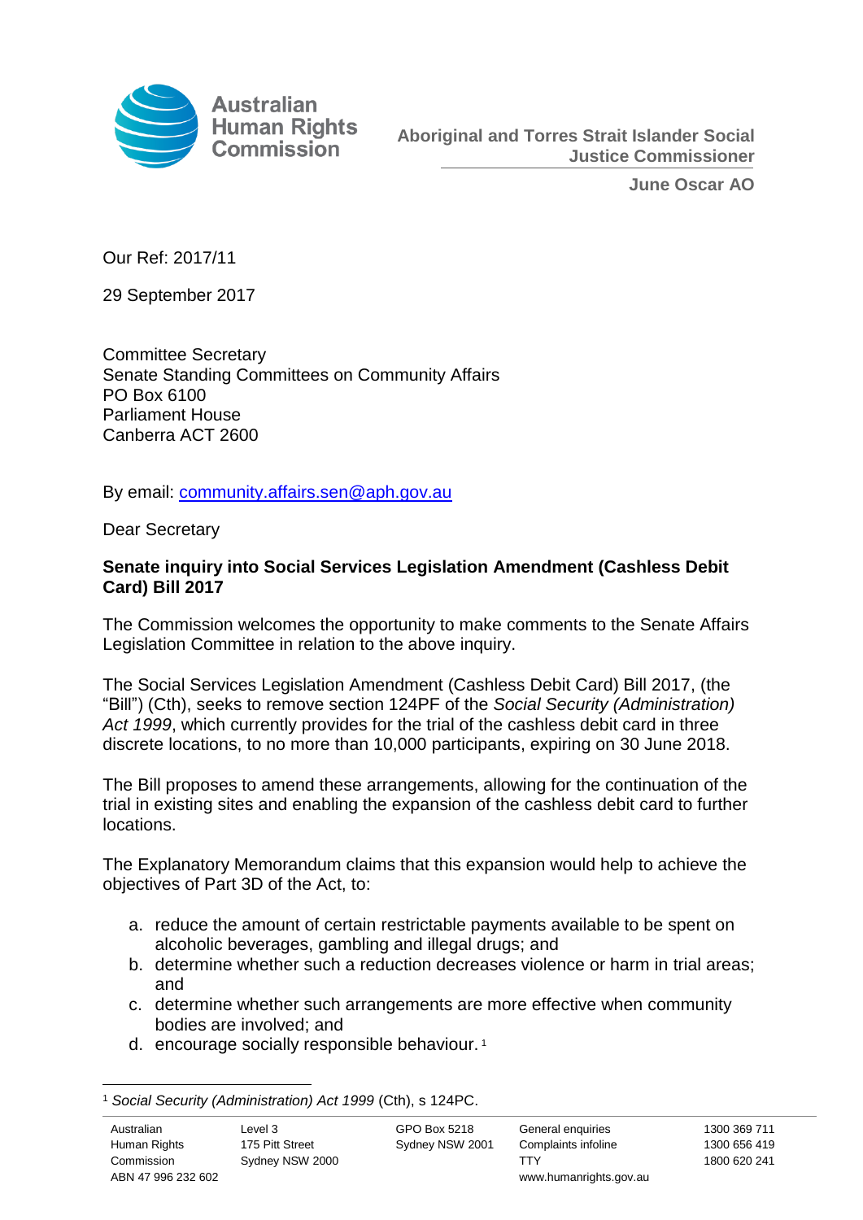Australian Human Rights Commission

**Aboriginal and Torres Strait Islander Social Justice Commissioner**

**June Oscar AO**

Our Ref: 2017/11

29 September 2017

Committee Secretary
Senate Standing Committees on Community Affairs
PO Box 6100
Parliament House
Canberra ACT 2600

By email: community.affairs.sen@aph.gov.au

Dear Secretary

**Senate inquiry into Social Services Legislation Amendment (Cashless Debit Card) Bill 2017**

The Commission welcomes the opportunity to make comments to the Senate Affairs Legislation Committee in relation to the above inquiry.

The Social Services Legislation Amendment (Cashless Debit Card) Bill 2017, (the "Bill") (Cth), seeks to remove section 124PF of the *Social Security (Administration) Act 1999*, which currently provides for the trial of the cashless debit card in three discrete locations, to no more than 10,000 participants, expiring on 30 June 2018.

The Bill proposes to amend these arrangements, allowing for the continuation of the trial in existing sites and enabling the expansion of the cashless debit card to further locations.

The Explanatory Memorandum claims that this expansion would help to achieve the objectives of Part 3D of the Act, to:

a. reduce the amount of certain restrictable payments available to be spent on alcoholic beverages, gambling and illegal drugs; and
b. determine whether such a reduction decreases violence or harm in trial areas; and
c. determine whether such arrangements are more effective when community bodies are involved; and
d. encourage socially responsible behaviour. [1]

[1] *Social Security (Administration) Act 1999* (Cth), s 124PC.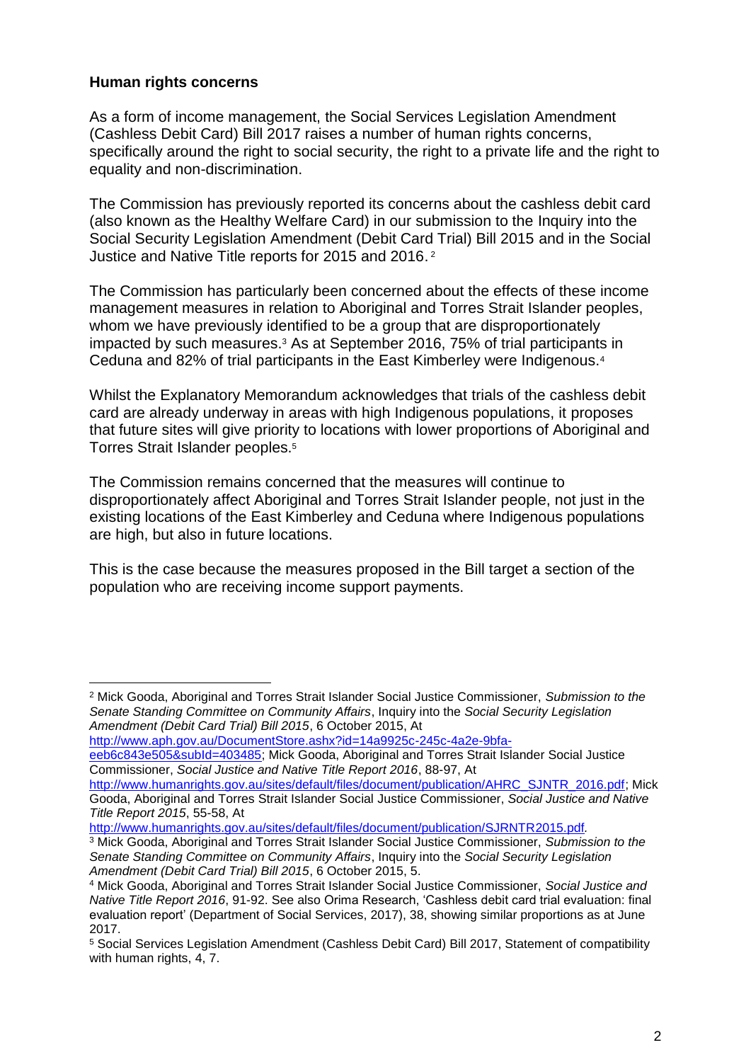**Human rights concerns**

As a form of income management, the Social Services Legislation Amendment (Cashless Debit Card) Bill 2017 raises a number of human rights concerns, specifically around the right to social security, the right to a private life and the right to equality and non-discrimination.

The Commission has previously reported its concerns about the cashless debit card (also known as the Healthy Welfare Card) in our submission to the Inquiry into the Social Security Legislation Amendment (Debit Card Trial) Bill 2015 and in the Social Justice and Native Title reports for 2015 and 2016.[2]

The Commission has particularly been concerned about the effects of these income management measures in relation to Aboriginal and Torres Strait Islander peoples, whom we have previously identified to be a group that are disproportionately impacted by such measures.[3] As at September 2016, 75% of trial participants in Ceduna and 82% of trial participants in the East Kimberley were Indigenous.[4]

Whilst the Explanatory Memorandum acknowledges that trials of the cashless debit card are already underway in areas with high Indigenous populations, it proposes that future sites will give priority to locations with lower proportions of Aboriginal and Torres Strait Islander peoples.[5]

The Commission remains concerned that the measures will continue to disproportionately affect Aboriginal and Torres Strait Islander people, not just in the existing locations of the East Kimberley and Ceduna where Indigenous populations are high, but also in future locations.

This is the case because the measures proposed in the Bill target a section of the population who are receiving income support payments.

---

[2] Mick Gooda, Aboriginal and Torres Strait Islander Social Justice Commissioner, *Submission to the Senate Standing Committee on Community Affairs*, Inquiry into the *Social Security Legislation Amendment (Debit Card Trial) Bill 2015*, 6 October 2015, At http://www.aph.gov.au/DocumentStore.ashx?id=14a9925c-245c-4a2e-9bfa-eeb6c843e505&subId=403485; Mick Gooda, Aboriginal and Torres Strait Islander Social Justice Commissioner, *Social Justice and Native Title Report 2016*, 88-97, At http://www.humanrights.gov.au/sites/default/files/document/publication/AHRC_SJNTR_2016.pdf; Mick Gooda, Aboriginal and Torres Strait Islander Social Justice Commissioner, *Social Justice and Native Title Report 2015*, 55-58, At http://www.humanrights.gov.au/sites/default/files/document/publication/SJRNTR2015.pdf.

[3] Mick Gooda, Aboriginal and Torres Strait Islander Social Justice Commissioner, *Submission to the Senate Standing Committee on Community Affairs*, Inquiry into the *Social Security Legislation Amendment (Debit Card Trial) Bill 2015*, 6 October 2015, 5.

[4] Mick Gooda, Aboriginal and Torres Strait Islander Social Justice Commissioner, *Social Justice and Native Title Report 2016*, 91-92. See also Orima Research, 'Cashless debit card trial evaluation: final evaluation report' (Department of Social Services, 2017), 38, showing similar proportions as at June 2017.

[5] Social Services Legislation Amendment (Cashless Debit Card) Bill 2017, Statement of compatibility with human rights, 4, 7.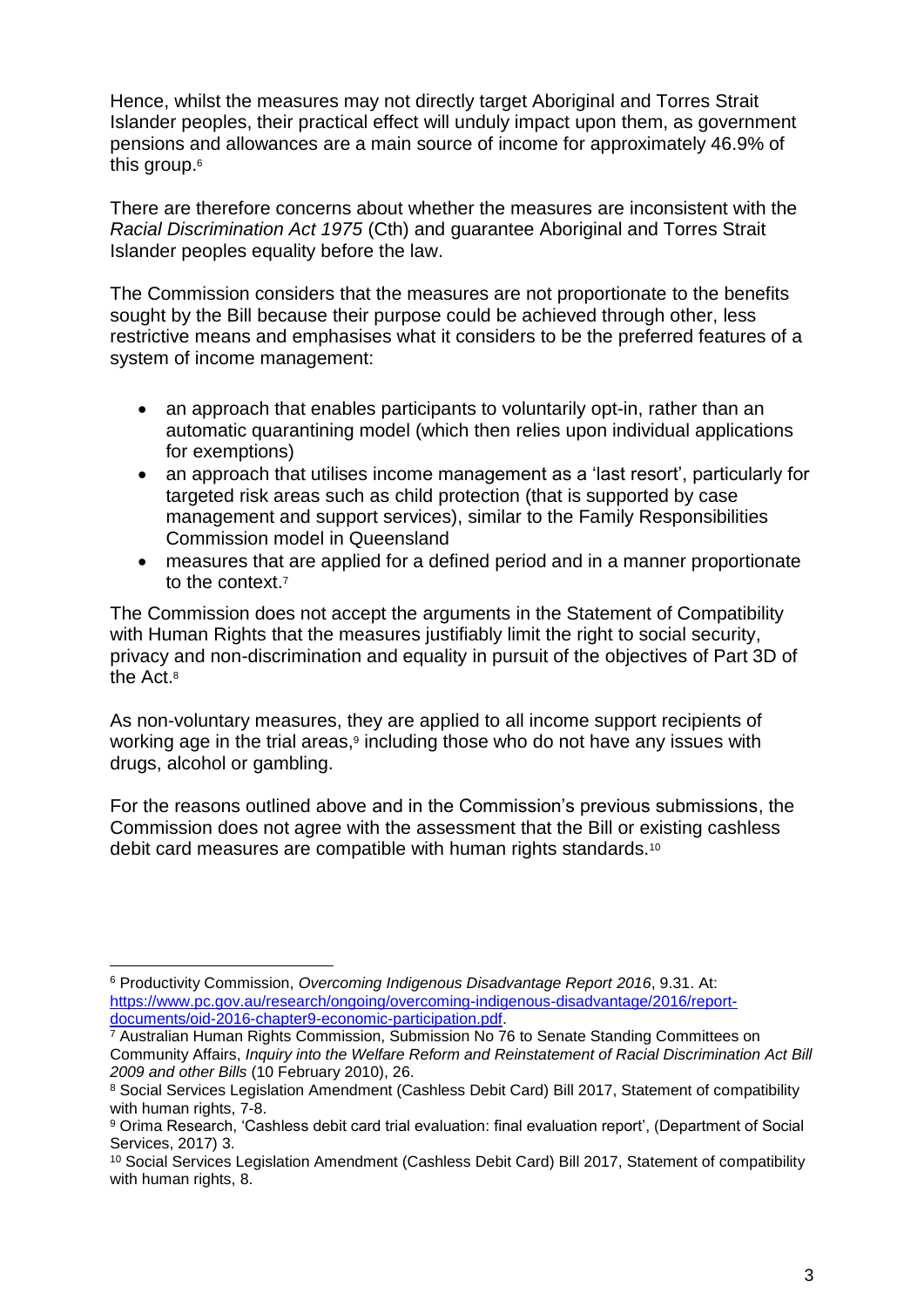Hence, whilst the measures may not directly target Aboriginal and Torres Strait Islander peoples, their practical effect will unduly impact upon them, as government pensions and allowances are a main source of income for approximately 46.9% of this group.[6]

There are therefore concerns about whether the measures are inconsistent with the *Racial Discrimination Act 1975* (Cth) and guarantee Aboriginal and Torres Strait Islander peoples equality before the law.

The Commission considers that the measures are not proportionate to the benefits sought by the Bill because their purpose could be achieved through other, less restrictive means and emphasises what it considers to be the preferred features of a system of income management:

- an approach that enables participants to voluntarily opt-in, rather than an automatic quarantining model (which then relies upon individual applications for exemptions)
- an approach that utilises income management as a 'last resort', particularly for targeted risk areas such as child protection (that is supported by case management and support services), similar to the Family Responsibilities Commission model in Queensland
- measures that are applied for a defined period and in a manner proportionate to the context.[7]

The Commission does not accept the arguments in the Statement of Compatibility with Human Rights that the measures justifiably limit the right to social security, privacy and non-discrimination and equality in pursuit of the objectives of Part 3D of the Act.[8]

As non-voluntary measures, they are applied to all income support recipients of working age in the trial areas,[9] including those who do not have any issues with drugs, alcohol or gambling.

For the reasons outlined above and in the Commission's previous submissions, the Commission does not agree with the assessment that the Bill or existing cashless debit card measures are compatible with human rights standards.[10]

---

[6] Productivity Commission, *Overcoming Indigenous Disadvantage Report 2016*, 9.31. At: https://www.pc.gov.au/research/ongoing/overcoming-indigenous-disadvantage/2016/report-documents/oid-2016-chapter9-economic-participation.pdf.

[7] Australian Human Rights Commission, Submission No 76 to Senate Standing Committees on Community Affairs, *Inquiry into the Welfare Reform and Reinstatement of Racial Discrimination Act Bill 2009 and other Bills* (10 February 2010), 26.

[8] Social Services Legislation Amendment (Cashless Debit Card) Bill 2017, Statement of compatibility with human rights, 7-8.

[9] Orima Research, 'Cashless debit card trial evaluation: final evaluation report', (Department of Social Services, 2017) 3.

[10] Social Services Legislation Amendment (Cashless Debit Card) Bill 2017, Statement of compatibility with human rights, 8.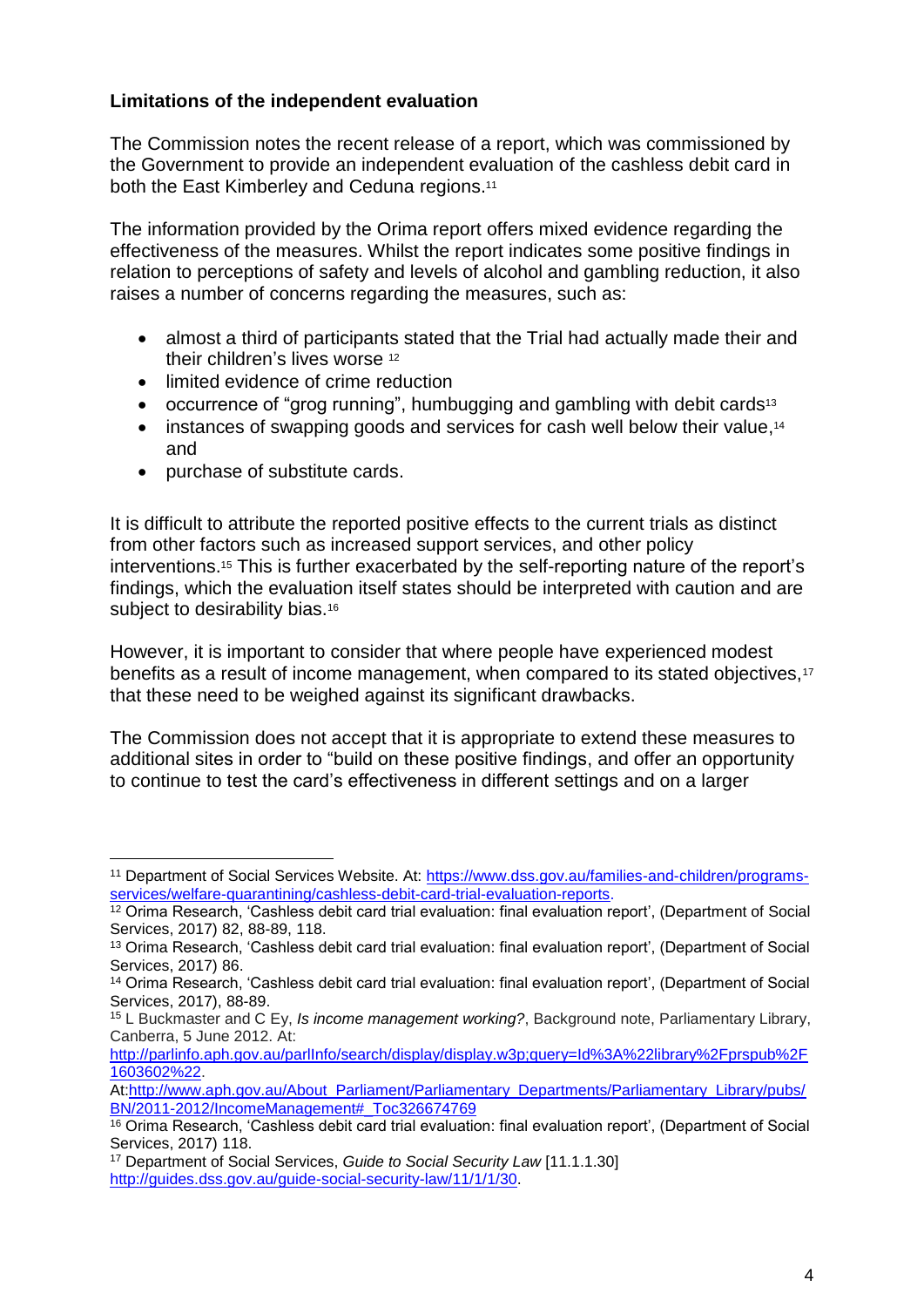**Limitations of the independent evaluation**

The Commission notes the recent release of a report, which was commissioned by the Government to provide an independent evaluation of the cashless debit card in both the East Kimberley and Ceduna regions.[11]

The information provided by the Orima report offers mixed evidence regarding the effectiveness of the measures. Whilst the report indicates some positive findings in relation to perceptions of safety and levels of alcohol and gambling reduction, it also raises a number of concerns regarding the measures, such as:

- almost a third of participants stated that the Trial had actually made their and their children's lives worse [12]
- limited evidence of crime reduction
- occurrence of "grog running", humbugging and gambling with debit cards[13]
- instances of swapping goods and services for cash well below their value,[14] and
- purchase of substitute cards.

It is difficult to attribute the reported positive effects to the current trials as distinct from other factors such as increased support services, and other policy interventions.[15] This is further exacerbated by the self-reporting nature of the report's findings, which the evaluation itself states should be interpreted with caution and are subject to desirability bias.[16]

However, it is important to consider that where people have experienced modest benefits as a result of income management, when compared to its stated objectives,[17] that these need to be weighed against its significant drawbacks.

The Commission does not accept that it is appropriate to extend these measures to additional sites in order to "build on these positive findings, and offer an opportunity to continue to test the card's effectiveness in different settings and on a larger

---

[11] Department of Social Services Website. At: https://www.dss.gov.au/families-and-children/programs-services/welfare-quarantining/cashless-debit-card-trial-evaluation-reports.

[12] Orima Research, 'Cashless debit card trial evaluation: final evaluation report', (Department of Social Services, 2017) 82, 88-89, 118.

[13] Orima Research, 'Cashless debit card trial evaluation: final evaluation report', (Department of Social Services, 2017) 86.

[14] Orima Research, 'Cashless debit card trial evaluation: final evaluation report', (Department of Social Services, 2017), 88-89.

[15] L Buckmaster and C Ey, *Is income management working?*, Background note, Parliamentary Library, Canberra, 5 June 2012. At: http://parlinfo.aph.gov.au/parlInfo/search/display/display.w3p;query=Id%3A%22library%2Fprspub%2F1603602%22. At:http://www.aph.gov.au/About_Parliament/Parliamentary_Departments/Parliamentary_Library/pubs/BN/2011-2012/IncomeManagement#_Toc326674769

[16] Orima Research, 'Cashless debit card trial evaluation: final evaluation report', (Department of Social Services, 2017) 118.

[17] Department of Social Services, *Guide to Social Security Law* [11.1.1.30] http://guides.dss.gov.au/guide-social-security-law/11/1/1/30.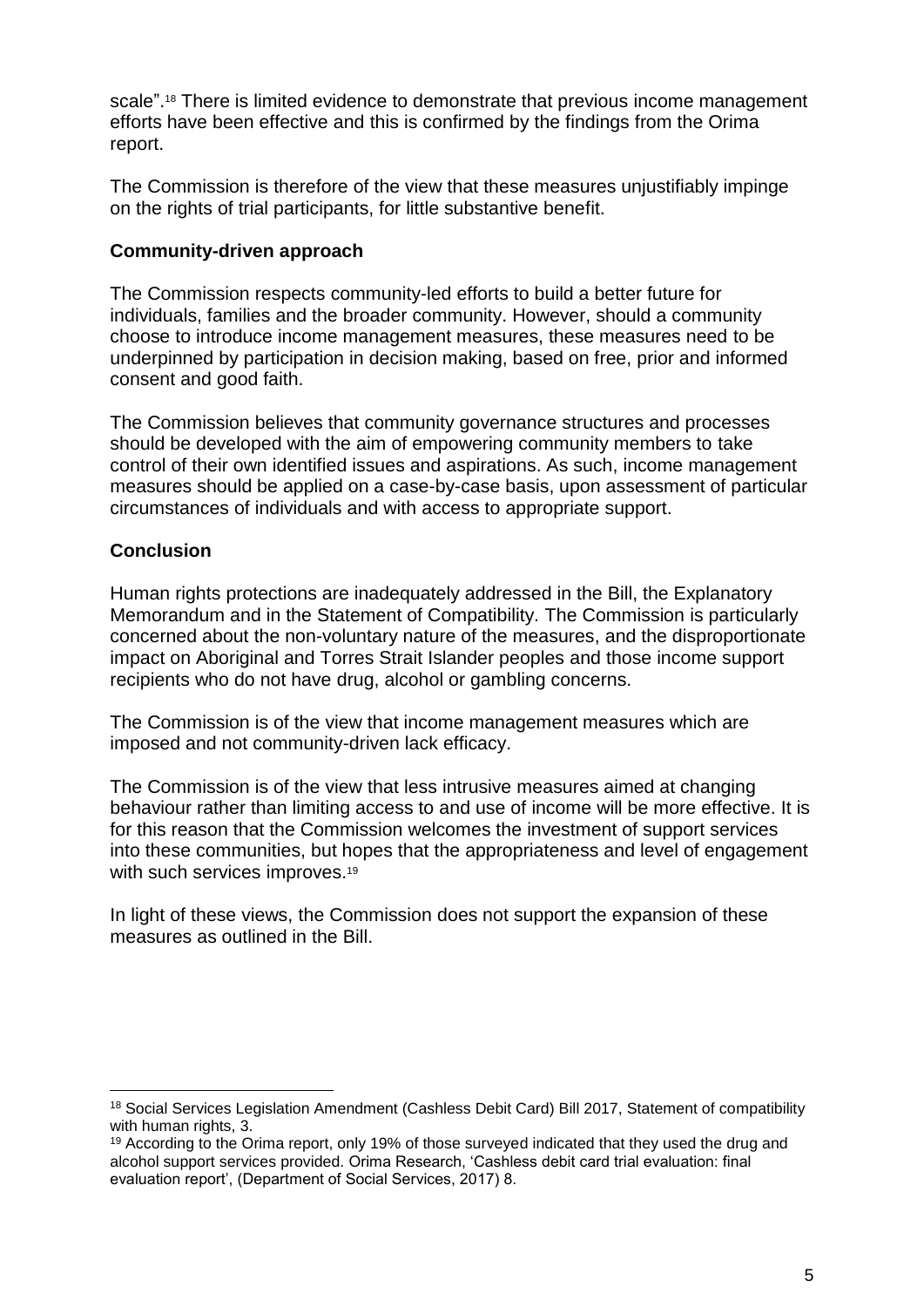scale".[18] There is limited evidence to demonstrate that previous income management efforts have been effective and this is confirmed by the findings from the Orima report.

The Commission is therefore of the view that these measures unjustifiably impinge on the rights of trial participants, for little substantive benefit.

**Community-driven approach**

The Commission respects community-led efforts to build a better future for individuals, families and the broader community. However, should a community choose to introduce income management measures, these measures need to be underpinned by participation in decision making, based on free, prior and informed consent and good faith.

The Commission believes that community governance structures and processes should be developed with the aim of empowering community members to take control of their own identified issues and aspirations. As such, income management measures should be applied on a case-by-case basis, upon assessment of particular circumstances of individuals and with access to appropriate support.

**Conclusion**

Human rights protections are inadequately addressed in the Bill, the Explanatory Memorandum and in the Statement of Compatibility. The Commission is particularly concerned about the non-voluntary nature of the measures, and the disproportionate impact on Aboriginal and Torres Strait Islander peoples and those income support recipients who do not have drug, alcohol or gambling concerns.

The Commission is of the view that income management measures which are imposed and not community-driven lack efficacy.

The Commission is of the view that less intrusive measures aimed at changing behaviour rather than limiting access to and use of income will be more effective. It is for this reason that the Commission welcomes the investment of support services into these communities, but hopes that the appropriateness and level of engagement with such services improves.[19]

In light of these views, the Commission does not support the expansion of these measures as outlined in the Bill.

---

[18] Social Services Legislation Amendment (Cashless Debit Card) Bill 2017, Statement of compatibility with human rights, 3.

[19] According to the Orima report, only 19% of those surveyed indicated that they used the drug and alcohol support services provided. Orima Research, 'Cashless debit card trial evaluation: final evaluation report', (Department of Social Services, 2017) 8.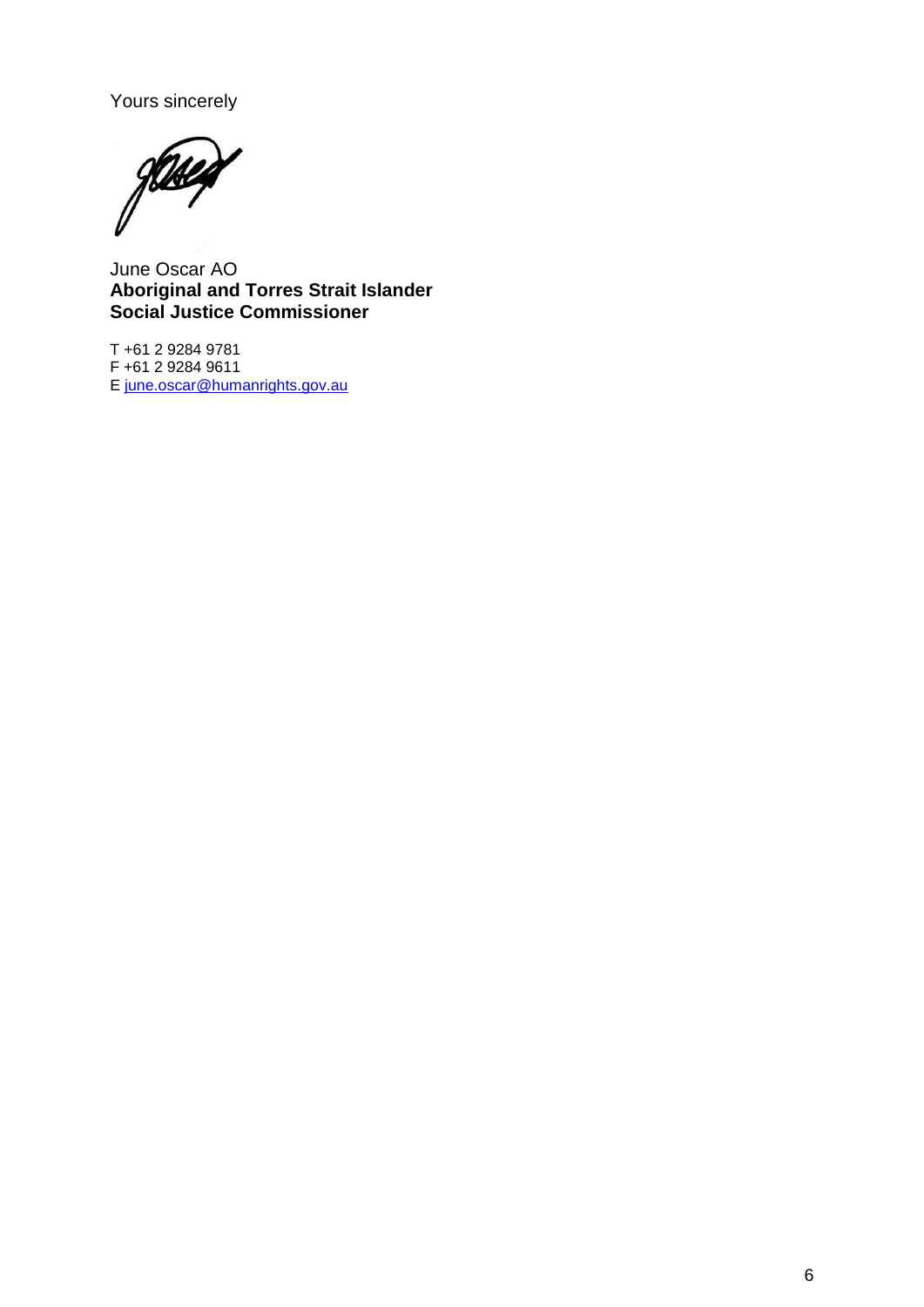Yours sincerely

June Oscar AO
**Aboriginal and Torres Strait Islander Social Justice Commissioner**

T +61 2 9284 9781
F +61 2 9284 9611
E june.oscar@humanrights.gov.au